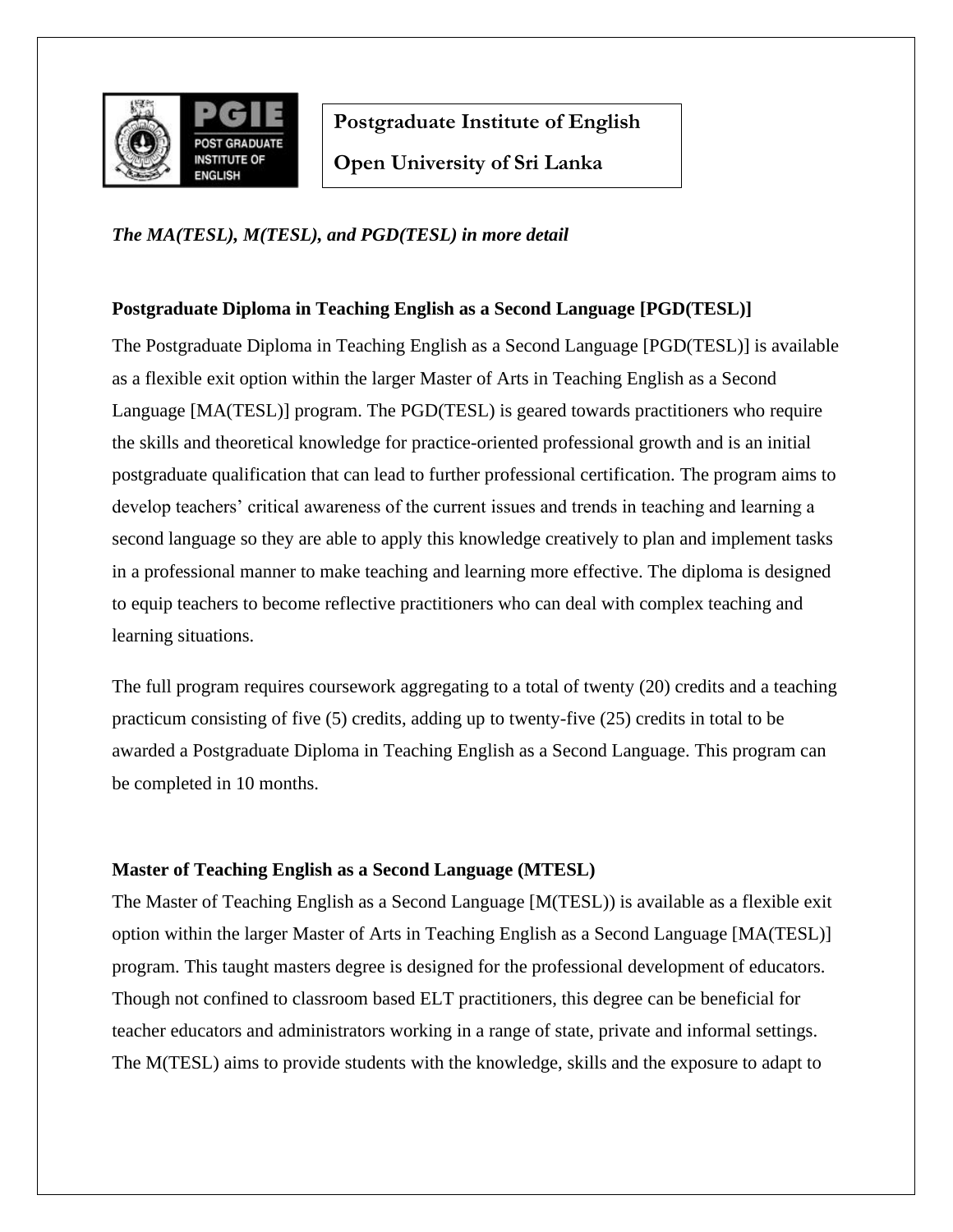**Postgraduate Institute of English**

**Open University of Sri Lanka**

***The MA(TESL), M(TESL), and PGD(TESL) in more detail***

## Postgraduate Diploma in Teaching English as a Second Language [PGD(TESL)]

The Postgraduate Diploma in Teaching English as a Second Language [PGD(TESL)] is available as a flexible exit option within the larger Master of Arts in Teaching English as a Second Language [MA(TESL)] program. The PGD(TESL) is geared towards practitioners who require the skills and theoretical knowledge for practice-oriented professional growth and is an initial postgraduate qualification that can lead to further professional certification. The program aims to develop teachers' critical awareness of the current issues and trends in teaching and learning a second language so they are able to apply this knowledge creatively to plan and implement tasks in a professional manner to make teaching and learning more effective. The diploma is designed to equip teachers to become reflective practitioners who can deal with complex teaching and learning situations.

The full program requires coursework aggregating to a total of twenty (20) credits and a teaching practicum consisting of five (5) credits, adding up to twenty-five (25) credits in total to be awarded a Postgraduate Diploma in Teaching English as a Second Language. This program can be completed in 10 months.

## Master of Teaching English as a Second Language (MTESL)

The Master of Teaching English as a Second Language [M(TESL)) is available as a flexible exit option within the larger Master of Arts in Teaching English as a Second Language [MA(TESL)] program. This taught masters degree is designed for the professional development of educators. Though not confined to classroom based ELT practitioners, this degree can be beneficial for teacher educators and administrators working in a range of state, private and informal settings. The M(TESL) aims to provide students with the knowledge, skills and the exposure to adapt to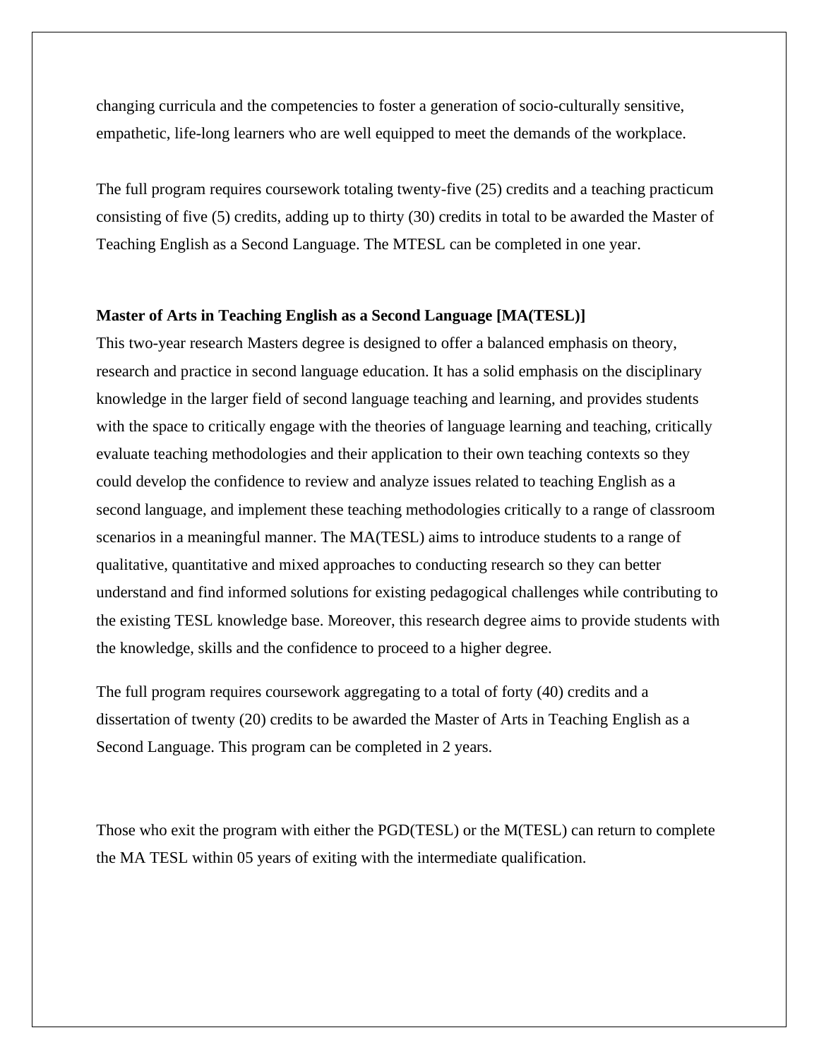changing curricula and the competencies to foster a generation of socio-culturally sensitive, empathetic, life-long learners who are well equipped to meet the demands of the workplace.

The full program requires coursework totaling twenty-five (25) credits and a teaching practicum consisting of five (5) credits, adding up to thirty (30) credits in total to be awarded the Master of Teaching English as a Second Language. The MTESL can be completed in one year.

**Master of Arts in Teaching English as a Second Language [MA(TESL)]**

This two-year research Masters degree is designed to offer a balanced emphasis on theory, research and practice in second language education. It has a solid emphasis on the disciplinary knowledge in the larger field of second language teaching and learning, and provides students with the space to critically engage with the theories of language learning and teaching, critically evaluate teaching methodologies and their application to their own teaching contexts so they could develop the confidence to review and analyze issues related to teaching English as a second language, and implement these teaching methodologies critically to a range of classroom scenarios in a meaningful manner. The MA(TESL) aims to introduce students to a range of qualitative, quantitative and mixed approaches to conducting research so they can better understand and find informed solutions for existing pedagogical challenges while contributing to the existing TESL knowledge base. Moreover, this research degree aims to provide students with the knowledge, skills and the confidence to proceed to a higher degree.

The full program requires coursework aggregating to a total of forty (40) credits and a dissertation of twenty (20) credits to be awarded the Master of Arts in Teaching English as a Second Language. This program can be completed in 2 years.

Those who exit the program with either the PGD(TESL) or the M(TESL) can return to complete the MA TESL within 05 years of exiting with the intermediate qualification.